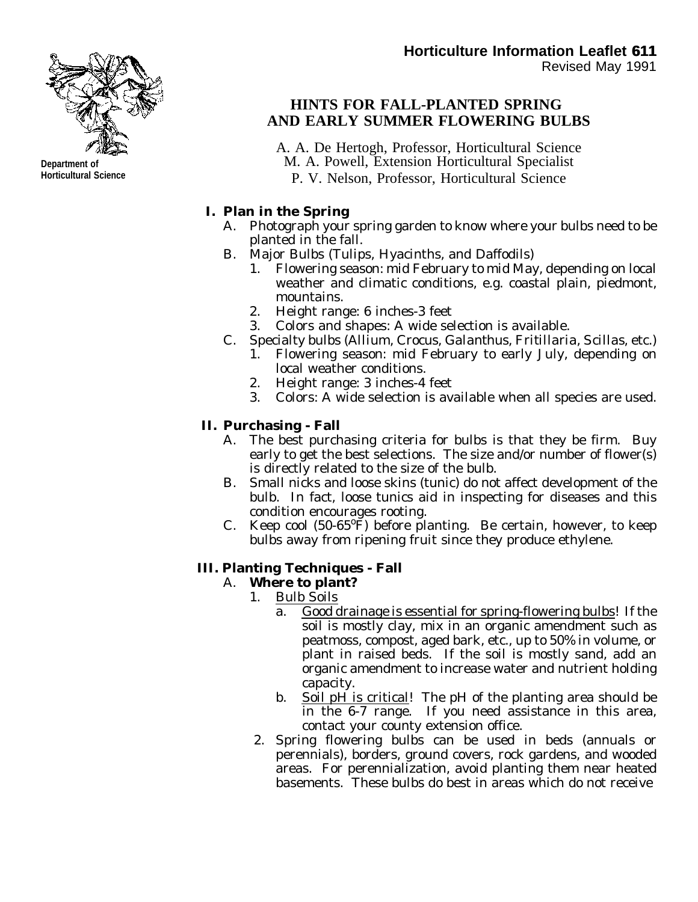Department of Horticultural Science

**Horticulture Information Leaflet 611**
Revised May 1991

# HINTS FOR FALL-PLANTED SPRING AND EARLY SUMMER FLOWERING BULBS

A. A. De Hertogh, Professor, Horticultural Science
M. A. Powell, Extension Horticultural Specialist
P. V. Nelson, Professor, Horticultural Science

## I. Plan in the Spring

A. Photograph your spring garden to know where your bulbs need to be planted in the fall.

B. Major Bulbs (Tulips, Hyacinths, and Daffodils)
   1. Flowering season: mid February to mid May, depending on local weather and climatic conditions, e.g. coastal plain, piedmont, mountains.
   2. Height range: 6 inches-3 feet
   3. Colors and shapes: A wide selection is available.

C. Specialty bulbs (Allium, Crocus, Galanthus, Fritillaria, Scillas, etc.)
   1. Flowering season: mid February to early July, depending on local weather conditions.
   2. Height range: 3 inches-4 feet
   3. Colors: A wide selection is available when all species are used.

## II. Purchasing - Fall

A. The best purchasing criteria for bulbs is that they be firm. Buy early to get the best selections. The size and/or number of flower(s) is directly related to the size of the bulb.

B. Small nicks and loose skins (tunic) do not affect development of the bulb. In fact, loose tunics aid in inspecting for diseases and this condition encourages rooting.

C. Keep cool (50-65°F) before planting. Be certain, however, to keep bulbs away from ripening fruit since they produce ethylene.

## III. Planting Techniques - Fall

A. **Where to plant?**
   1. Bulb Soils
      a. Good drainage is essential for spring-flowering bulbs! If the soil is mostly clay, mix in an organic amendment such as peatmoss, compost, aged bark, etc., up to 50% in volume, or plant in raised beds. If the soil is mostly sand, add an organic amendment to increase water and nutrient holding capacity.
      b. Soil pH is critical! The pH of the planting area should be in the 6-7 range. If you need assistance in this area, contact your county extension office.
   2. Spring flowering bulbs can be used in beds (annuals or perennials), borders, ground covers, rock gardens, and wooded areas. For perennialization, avoid planting them near heated basements. These bulbs do best in areas which do not receive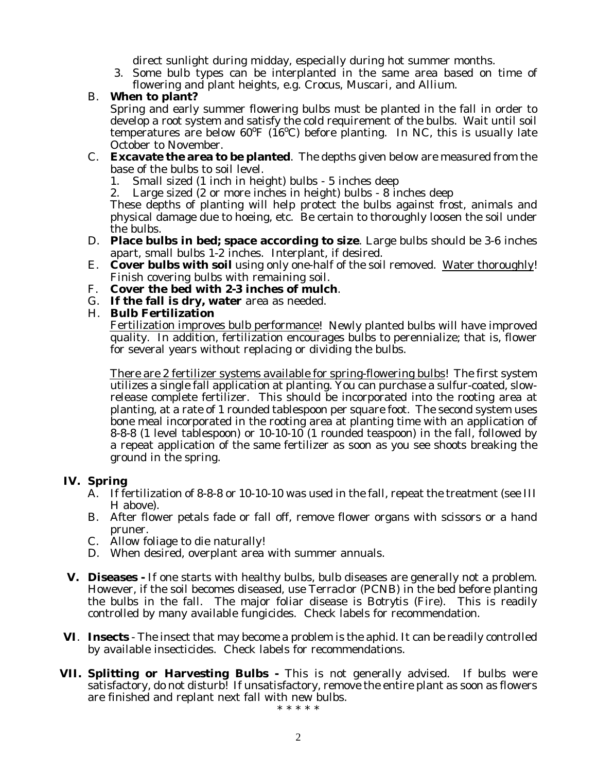direct sunlight during midday, especially during hot summer months.

3. Some bulb types can be interplanted in the same area based on time of flowering and plant heights, e.g. Crocus, Muscari, and Allium.

B. **When to plant?**

Spring and early summer flowering bulbs must be planted in the fall in order to develop a root system and satisfy the cold requirement of the bulbs. Wait until soil temperatures are below 60°F (16°C) before planting. In NC, this is usually late October to November.

C. **Excavate the area to be planted**. The depths given below are measured from the base of the bulbs to soil level.

1. Small sized (1 inch in height) bulbs - 5 inches deep
2. Large sized (2 or more inches in height) bulbs - 8 inches deep

These depths of planting will help protect the bulbs against frost, animals and physical damage due to hoeing, etc. Be certain to thoroughly loosen the soil under the bulbs.

D. **Place bulbs in bed; space according to size**. Large bulbs should be 3-6 inches apart, small bulbs 1-2 inches. Interplant, if desired.

E. **Cover bulbs with soil** using only one-half of the soil removed. <u>Water thoroughly</u>! Finish covering bulbs with remaining soil.

F. **Cover the bed with 2-3 inches of mulch**.

G. **If the fall is dry, water** area as needed.

H. **Bulb Fertilization**

<u>Fertilization improves bulb performance</u>! Newly planted bulbs will have improved quality. In addition, fertilization encourages bulbs to perennialize; that is, flower for several years without replacing or dividing the bulbs.

<u>There are 2 fertilizer systems available for spring-flowering bulbs</u>! The first system utilizes a single fall application at planting. You can purchase a sulfur-coated, slow-release complete fertilizer. This should be incorporated into the rooting area at planting, at a rate of 1 rounded tablespoon per square foot. The second system uses bone meal incorporated in the rooting area at planting time with an application of 8-8-8 (1 level tablespoon) or 10-10-10 (1 rounded teaspoon) in the fall, followed by a repeat application of the same fertilizer as soon as you see shoots breaking the ground in the spring.

## IV. Spring

A. If fertilization of 8-8-8 or 10-10-10 was used in the fall, repeat the treatment (see III H above).

B. After flower petals fade or fall off, remove flower organs with scissors or a hand pruner.

C. Allow foliage to die naturally!

D. When desired, overplant area with summer annuals.

**V. Diseases -** If one starts with healthy bulbs, bulb diseases are generally not a problem. However, if the soil becomes diseased, use Terraclor (PCNB) in the bed before planting the bulbs in the fall. The major foliar disease is Botrytis (Fire). This is readily controlled by many available fungicides. Check labels for recommendation.

**VI. Insects** - The insect that may become a problem is the aphid. It can be readily controlled by available insecticides. Check labels for recommendations.

**VII. Splitting or Harvesting Bulbs -** This is not generally advised. If bulbs were satisfactory, do not disturb! If unsatisfactory, remove the entire plant as soon as flowers are finished and replant next fall with new bulbs.

\* \* \* \* \*